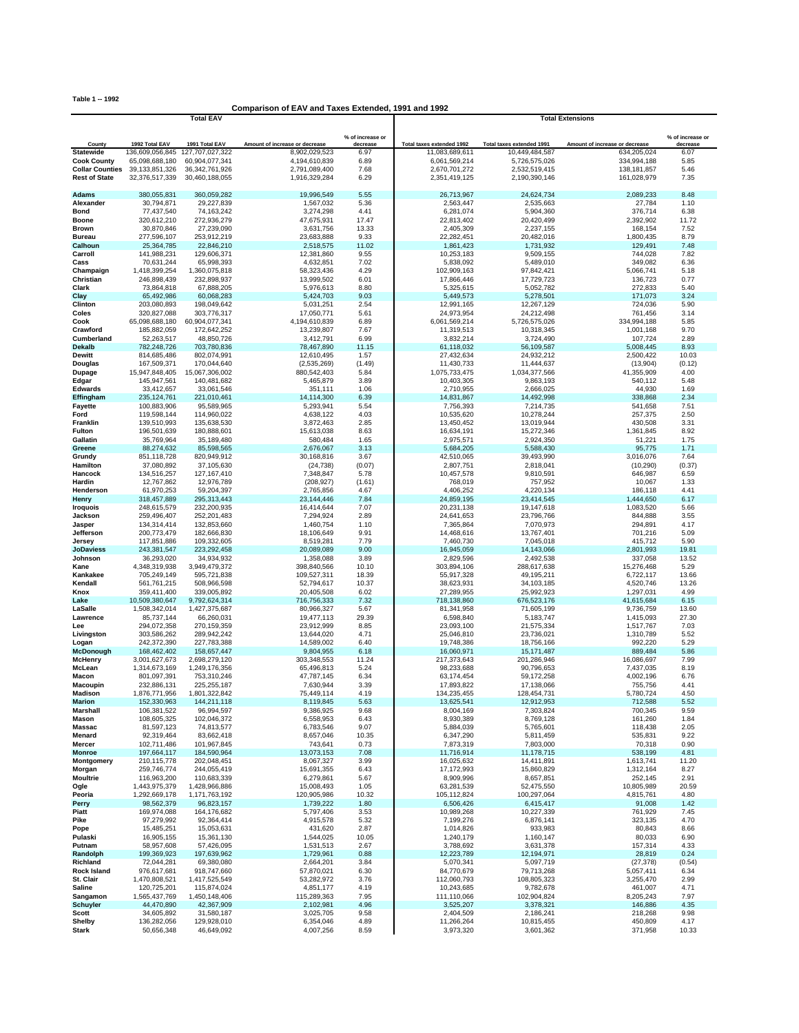**Table 1 -- 1992**

## Comparison of EAV and Taxes Extended, 1991 and 1992

| County | Total EAV | | | | Total Extensions | | | |
|---|---|---|---|---|---|---|---|---|
| | 1992 Total EAV | 1991 Total EAV | Amount of increase or decrease | % of increase or decrease | Total taxes extended 1992 | Total taxes extended 1991 | Amount of increase or decrease | % of increase or decrease |
| **Statewide** | 136,609,056,845 | 127,707,027,322 | 8,902,029,523 | 6.97 | 11,083,689,611 | 10,449,484,587 | 634,205,024 | 6.07 |
| **Cook County** | 65,098,688,180 | 60,904,077,341 | 4,194,610,839 | 6.89 | 6,061,569,214 | 5,726,575,026 | 334,994,188 | 5.85 |
| **Collar Counties** | 39,133,851,326 | 36,342,761,926 | 2,791,089,400 | 7.68 | 2,670,701,272 | 2,532,519,415 | 138,181,857 | 5.46 |
| **Rest of State** | 32,376,517,339 | 30,460,188,055 | 1,916,329,284 | 6.29 | 2,351,419,125 | 2,190,390,146 | 161,028,979 | 7.35 |
| **Adams** | 380,055,831 | 360,059,282 | 19,996,549 | 5.55 | 26,713,967 | 24,624,734 | 2,089,233 | 8.48 |
| **Alexander** | 30,794,871 | 29,227,839 | 1,567,032 | 5.36 | 2,563,447 | 2,535,663 | 27,784 | 1.10 |
| **Bond** | 77,437,540 | 74,163,242 | 3,274,298 | 4.41 | 6,281,074 | 5,904,360 | 376,714 | 6.38 |
| **Boone** | 320,612,210 | 272,936,279 | 47,675,931 | 17.47 | 22,813,402 | 20,420,499 | 2,392,902 | 11.72 |
| **Brown** | 30,870,846 | 27,239,090 | 3,631,756 | 13.33 | 2,405,309 | 2,237,155 | 168,154 | 7.52 |
| **Bureau** | 277,596,107 | 253,912,219 | 23,683,888 | 9.33 | 22,282,451 | 20,482,016 | 1,800,435 | 8.79 |
| **Calhoun** | 25,364,785 | 22,846,210 | 2,518,575 | 11.02 | 1,861,423 | 1,731,932 | 129,491 | 7.48 |
| **Carroll** | 141,988,231 | 129,606,371 | 12,381,860 | 9.55 | 10,253,183 | 9,509,155 | 744,028 | 7.82 |
| **Cass** | 70,631,244 | 65,998,393 | 4,632,851 | 7.02 | 5,838,092 | 5,489,010 | 349,082 | 6.36 |
| **Champaign** | 1,418,399,254 | 1,360,075,818 | 58,323,436 | 4.29 | 102,909,163 | 97,842,421 | 5,066,741 | 5.18 |
| **Christian** | 246,898,439 | 232,898,937 | 13,999,502 | 6.01 | 17,866,446 | 17,729,723 | 136,723 | 0.77 |
| **Clark** | 73,864,818 | 67,888,205 | 5,976,613 | 8.80 | 5,325,615 | 5,052,782 | 272,833 | 5.40 |
| **Clay** | 65,492,986 | 60,068,283 | 5,424,703 | 9.03 | 5,449,573 | 5,278,501 | 171,073 | 3.24 |
| **Clinton** | 203,080,893 | 198,049,642 | 5,031,251 | 2.54 | 12,991,165 | 12,267,129 | 724,036 | 5.90 |
| **Coles** | 320,827,088 | 303,776,317 | 17,050,771 | 5.61 | 24,973,954 | 24,212,498 | 761,456 | 3.14 |
| **Cook** | 65,098,688,180 | 60,904,077,341 | 4,194,610,839 | 6.89 | 6,061,569,214 | 5,726,575,026 | 334,994,188 | 5.85 |
| **Crawford** | 185,882,059 | 172,642,252 | 13,239,807 | 7.67 | 11,319,513 | 10,318,345 | 1,001,168 | 9.70 |
| **Cumberland** | 52,263,517 | 48,850,726 | 3,412,791 | 6.99 | 3,832,214 | 3,724,490 | 107,724 | 2.89 |
| **Dekalb** | 782,248,726 | 703,780,836 | 78,467,890 | 11.15 | 61,118,032 | 56,109,587 | 5,008,445 | 8.93 |
| **Dewitt** | 814,685,486 | 802,074,991 | 12,610,495 | 1.57 | 27,432,634 | 24,932,212 | 2,500,422 | 10.03 |
| **Douglas** | 167,509,371 | 170,044,640 | (2,535,269) | (1.49) | 11,430,733 | 11,444,637 | (13,904) | (0.12) |
| **Dupage** | 15,947,848,405 | 15,067,306,002 | 880,542,403 | 5.84 | 1,075,733,475 | 1,034,377,566 | 41,355,909 | 4.00 |
| **Edgar** | 145,947,561 | 140,481,682 | 5,465,879 | 3.89 | 10,403,305 | 9,863,193 | 540,112 | 5.48 |
| **Edwards** | 33,412,657 | 33,061,546 | 351,111 | 1.06 | 2,710,955 | 2,666,025 | 44,930 | 1.69 |
| **Effingham** | 235,124,761 | 221,010,461 | 14,114,300 | 6.39 | 14,831,867 | 14,492,998 | 338,868 | 2.34 |
| **Fayette** | 100,883,906 | 95,589,965 | 5,293,941 | 5.54 | 7,756,393 | 7,214,735 | 541,658 | 7.51 |
| **Ford** | 119,598,144 | 114,960,022 | 4,638,122 | 4.03 | 10,535,620 | 10,278,244 | 257,375 | 2.50 |
| **Franklin** | 139,510,993 | 135,638,530 | 3,872,463 | 2.85 | 13,450,452 | 13,019,944 | 430,508 | 3.31 |
| **Fulton** | 196,501,639 | 180,888,601 | 15,613,038 | 8.63 | 16,634,191 | 15,272,346 | 1,361,845 | 8.92 |
| **Gallatin** | 35,769,964 | 35,189,480 | 580,484 | 1.65 | 2,975,571 | 2,924,350 | 51,221 | 1.75 |
| **Greene** | 88,274,632 | 85,598,565 | 2,676,067 | 3.13 | 5,684,205 | 5,588,430 | 95,775 | 1.71 |
| **Grundy** | 851,118,728 | 820,949,912 | 30,168,816 | 3.67 | 42,510,065 | 39,493,990 | 3,016,076 | 7.64 |
| **Hamilton** | 37,080,892 | 37,105,630 | (24,738) | (0.07) | 2,807,751 | 2,818,041 | (10,290) | (0.37) |
| **Hancock** | 134,516,257 | 127,167,410 | 7,348,847 | 5.78 | 10,457,578 | 9,810,591 | 646,987 | 6.59 |
| **Hardin** | 12,767,862 | 12,976,789 | (208,927) | (1.61) | 768,019 | 757,952 | 10,067 | 1.33 |
| **Henderson** | 61,970,253 | 59,204,397 | 2,765,856 | 4.67 | 4,406,252 | 4,220,134 | 186,118 | 4.41 |
| **Henry** | 318,457,889 | 295,313,443 | 23,144,446 | 7.84 | 24,859,195 | 23,414,545 | 1,444,650 | 6.17 |
| **Iroquois** | 248,615,579 | 232,200,935 | 16,414,644 | 7.07 | 20,231,138 | 19,147,618 | 1,083,520 | 5.66 |
| **Jackson** | 259,496,407 | 252,201,483 | 7,294,924 | 2.89 | 24,641,653 | 23,796,766 | 844,888 | 3.55 |
| **Jasper** | 134,314,414 | 132,853,660 | 1,460,754 | 1.10 | 7,365,864 | 7,070,973 | 294,891 | 4.17 |
| **Jefferson** | 200,773,479 | 182,666,830 | 18,106,649 | 9.91 | 14,468,616 | 13,767,401 | 701,216 | 5.09 |
| **Jersey** | 117,851,886 | 109,332,605 | 8,519,281 | 7.79 | 7,460,730 | 7,045,018 | 415,712 | 5.90 |
| **JoDaviess** | 243,381,547 | 223,292,458 | 20,089,089 | 9.00 | 16,945,059 | 14,143,066 | 2,801,993 | 19.81 |
| **Johnson** | 36,293,020 | 34,934,932 | 1,358,088 | 3.89 | 2,829,596 | 2,492,538 | 337,058 | 13.52 |
| **Kane** | 4,348,319,938 | 3,949,479,372 | 398,840,566 | 10.10 | 303,894,106 | 288,617,638 | 15,276,468 | 5.29 |
| **Kankakee** | 705,249,149 | 595,721,838 | 109,527,311 | 18.39 | 55,917,328 | 49,195,211 | 6,722,117 | 13.66 |
| **Kendall** | 561,761,215 | 508,966,598 | 52,794,617 | 10.37 | 38,623,931 | 34,103,185 | 4,520,746 | 13.26 |
| **Knox** | 359,411,400 | 339,005,892 | 20,405,508 | 6.02 | 27,289,955 | 25,992,923 | 1,297,031 | 4.99 |
| **Lake** | 10,509,380,647 | 9,792,624,314 | 716,756,333 | 7.32 | 718,138,860 | 676,523,176 | 41,615,684 | 6.15 |
| **LaSalle** | 1,508,342,014 | 1,427,375,687 | 80,966,327 | 5.67 | 81,341,958 | 71,605,199 | 9,736,759 | 13.60 |
| **Lawrence** | 85,737,144 | 66,260,031 | 19,477,113 | 29.39 | 6,598,840 | 5,183,747 | 1,415,093 | 27.30 |
| **Lee** | 294,072,358 | 270,159,359 | 23,912,999 | 8.85 | 23,093,100 | 21,575,334 | 1,517,767 | 7.03 |
| **Livingston** | 303,586,262 | 289,942,242 | 13,644,020 | 4.71 | 25,046,810 | 23,736,021 | 1,310,789 | 5.52 |
| **Logan** | 242,372,390 | 227,783,388 | 14,589,002 | 6.40 | 19,748,386 | 18,756,166 | 992,220 | 5.29 |
| **McDonough** | 168,462,402 | 158,657,447 | 9,804,955 | 6.18 | 16,060,971 | 15,171,487 | 889,484 | 5.86 |
| **McHenry** | 3,001,627,673 | 2,698,279,120 | 303,348,553 | 11.24 | 217,373,643 | 201,286,946 | 16,086,697 | 7.99 |
| **McLean** | 1,314,673,169 | 1,249,176,356 | 65,496,813 | 5.24 | 98,233,688 | 90,796,653 | 7,437,035 | 8.19 |
| **Macon** | 801,097,391 | 753,310,246 | 47,787,145 | 6.34 | 63,174,454 | 59,172,258 | 4,002,196 | 6.76 |
| **Macoupin** | 232,886,131 | 225,255,187 | 7,630,944 | 3.39 | 17,893,822 | 17,138,066 | 755,756 | 4.41 |
| **Madison** | 1,876,771,956 | 1,801,322,842 | 75,449,114 | 4.19 | 134,235,455 | 128,454,731 | 5,780,724 | 4.50 |
| **Marion** | 152,330,963 | 144,211,118 | 8,119,845 | 5.63 | 13,625,541 | 12,912,953 | 712,588 | 5.52 |
| **Marshall** | 106,381,522 | 96,994,597 | 9,386,925 | 9.68 | 8,004,169 | 7,303,824 | 700,345 | 9.59 |
| **Mason** | 108,605,325 | 102,046,372 | 6,558,953 | 6.43 | 8,930,389 | 8,769,128 | 161,260 | 1.84 |
| **Massac** | 81,597,123 | 74,813,577 | 6,783,546 | 9.07 | 5,884,039 | 5,765,601 | 118,438 | 2.05 |
| **Menard** | 92,319,464 | 83,662,418 | 8,657,046 | 10.35 | 6,347,290 | 5,811,459 | 535,831 | 9.22 |
| **Mercer** | 102,711,486 | 101,967,845 | 743,641 | 0.73 | 7,873,319 | 7,803,000 | 70,318 | 0.90 |
| **Monroe** | 197,664,117 | 184,590,964 | 13,073,153 | 7.08 | 11,716,914 | 11,178,715 | 538,199 | 4.81 |
| **Montgomery** | 210,115,778 | 202,048,451 | 8,067,327 | 3.99 | 16,025,632 | 14,411,891 | 1,613,741 | 11.20 |
| **Morgan** | 259,746,774 | 244,055,419 | 15,691,355 | 6.43 | 17,172,993 | 15,860,829 | 1,312,164 | 8.27 |
| **Moultrie** | 116,963,200 | 110,683,339 | 6,279,861 | 5.67 | 8,909,996 | 8,657,851 | 252,145 | 2.91 |
| **Ogle** | 1,443,975,379 | 1,428,966,886 | 15,008,493 | 1.05 | 63,281,539 | 52,475,550 | 10,805,989 | 20.59 |
| **Peoria** | 1,292,669,178 | 1,171,763,192 | 120,905,986 | 10.32 | 105,112,824 | 100,297,064 | 4,815,761 | 4.80 |
| **Perry** | 98,562,379 | 96,823,157 | 1,739,222 | 1.80 | 6,506,426 | 6,415,417 | 91,008 | 1.42 |
| **Piatt** | 169,974,088 | 164,176,682 | 5,797,406 | 3.53 | 10,989,268 | 10,227,339 | 761,929 | 7.45 |
| **Pike** | 97,279,992 | 92,364,414 | 4,915,578 | 5.32 | 7,199,276 | 6,876,141 | 323,135 | 4.70 |
| **Pope** | 15,485,251 | 15,053,631 | 431,620 | 2.87 | 1,014,826 | 933,983 | 80,843 | 8.66 |
| **Pulaski** | 16,905,155 | 15,361,130 | 1,544,025 | 10.05 | 1,240,179 | 1,160,147 | 80,033 | 6.90 |
| **Putnam** | 58,957,608 | 57,426,095 | 1,531,513 | 2.67 | 3,788,692 | 3,631,378 | 157,314 | 4.33 |
| **Randolph** | 199,369,923 | 197,639,962 | 1,729,961 | 0.88 | 12,223,789 | 12,194,971 | 28,819 | 0.24 |
| **Richland** | 72,044,281 | 69,380,080 | 2,664,201 | 3.84 | 5,070,341 | 5,097,719 | (27,378) | (0.54) |
| **Rock Island** | 976,617,681 | 918,747,660 | 57,870,021 | 6.30 | 84,770,679 | 79,713,268 | 5,057,411 | 6.34 |
| **St. Clair** | 1,470,808,521 | 1,417,525,549 | 53,282,972 | 3.76 | 112,060,793 | 108,805,323 | 3,255,470 | 2.99 |
| **Saline** | 120,725,201 | 115,874,024 | 4,851,177 | 4.19 | 10,243,685 | 9,782,678 | 461,007 | 4.71 |
| **Sangamon** | 1,565,437,769 | 1,450,148,406 | 115,289,363 | 7.95 | 111,110,066 | 102,904,824 | 8,205,243 | 7.97 |
| **Schuyler** | 44,470,890 | 42,367,909 | 2,102,981 | 4.96 | 3,525,207 | 3,378,321 | 146,886 | 4.35 |
| **Scott** | 34,605,892 | 31,580,187 | 3,025,705 | 9.58 | 2,404,509 | 2,186,241 | 218,268 | 9.98 |
| **Shelby** | 136,282,056 | 129,928,010 | 6,354,046 | 4.89 | 11,266,264 | 10,815,455 | 450,809 | 4.17 |
| **Stark** | 50,656,348 | 46,649,092 | 4,007,256 | 8.59 | 3,973,320 | 3,601,362 | 371,958 | 10.33 |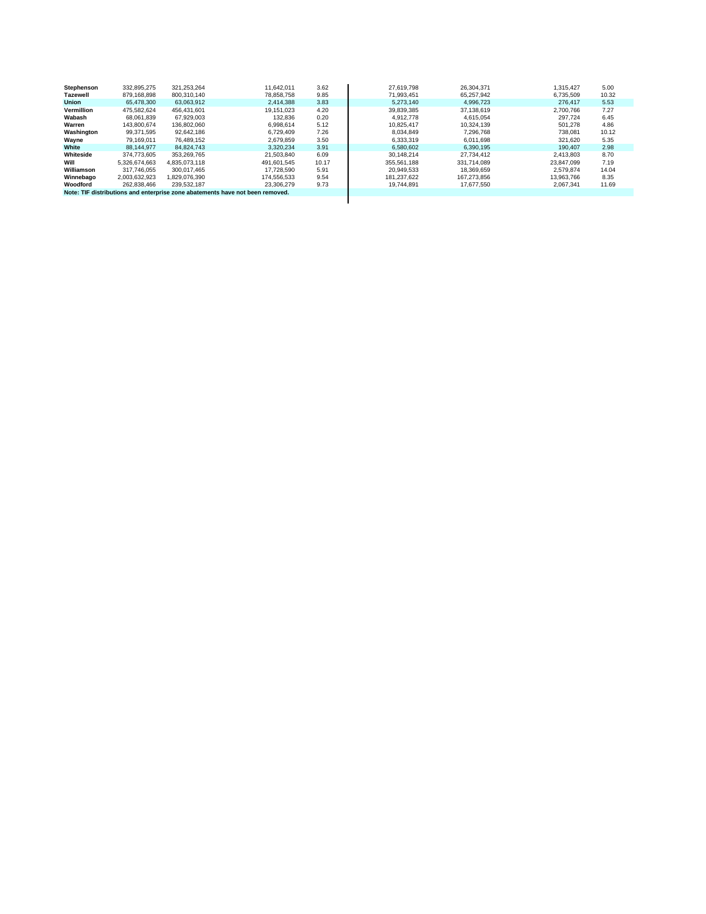| | | | | | | | | |
|---|---|---|---|---|---|---|---|---|
| **Stephenson** | 332,895,275 | 321,253,264 | 11,642,011 | 3.62 | 27,619,798 | 26,304,371 | 1,315,427 | 5.00 |
| **Tazewell** | 879,168,898 | 800,310,140 | 78,858,758 | 9.85 | 71,993,451 | 65,257,942 | 6,735,509 | 10.32 |
| **Union** | 65,478,300 | 63,063,912 | 2,414,388 | 3.83 | 5,273,140 | 4,996,723 | 276,417 | 5.53 |
| **Vermillion** | 475,582,624 | 456,431,601 | 19,151,023 | 4.20 | 39,839,385 | 37,138,619 | 2,700,766 | 7.27 |
| **Wabash** | 68,061,839 | 67,929,003 | 132,836 | 0.20 | 4,912,778 | 4,615,054 | 297,724 | 6.45 |
| **Warren** | 143,800,674 | 136,802,060 | 6,998,614 | 5.12 | 10,825,417 | 10,324,139 | 501,278 | 4.86 |
| **Washington** | 99,371,595 | 92,642,186 | 6,729,409 | 7.26 | 8,034,849 | 7,296,768 | 738,081 | 10.12 |
| **Wayne** | 79,169,011 | 76,489,152 | 2,679,859 | 3.50 | 6,333,319 | 6,011,698 | 321,620 | 5.35 |
| **White** | 88,144,977 | 84,824,743 | 3,320,234 | 3.91 | 6,580,602 | 6,390,195 | 190,407 | 2.98 |
| **Whiteside** | 374,773,605 | 353,269,765 | 21,503,840 | 6.09 | 30,148,214 | 27,734,412 | 2,413,803 | 8.70 |
| **Will** | 5,326,674,663 | 4,835,073,118 | 491,601,545 | 10.17 | 355,561,188 | 331,714,089 | 23,847,099 | 7.19 |
| **Williamson** | 317,746,055 | 300,017,465 | 17,728,590 | 5.91 | 20,949,533 | 18,369,659 | 2,579,874 | 14.04 |
| **Winnebago** | 2,003,632,923 | 1,829,076,390 | 174,556,533 | 9.54 | 181,237,622 | 167,273,856 | 13,963,766 | 8.35 |
| **Woodford** | 262,838,466 | 239,532,187 | 23,306,279 | 9.73 | 19,744,891 | 17,677,550 | 2,067,341 | 11.69 |

**Note: TIF distributions and enterprise zone abatements have not been removed.**